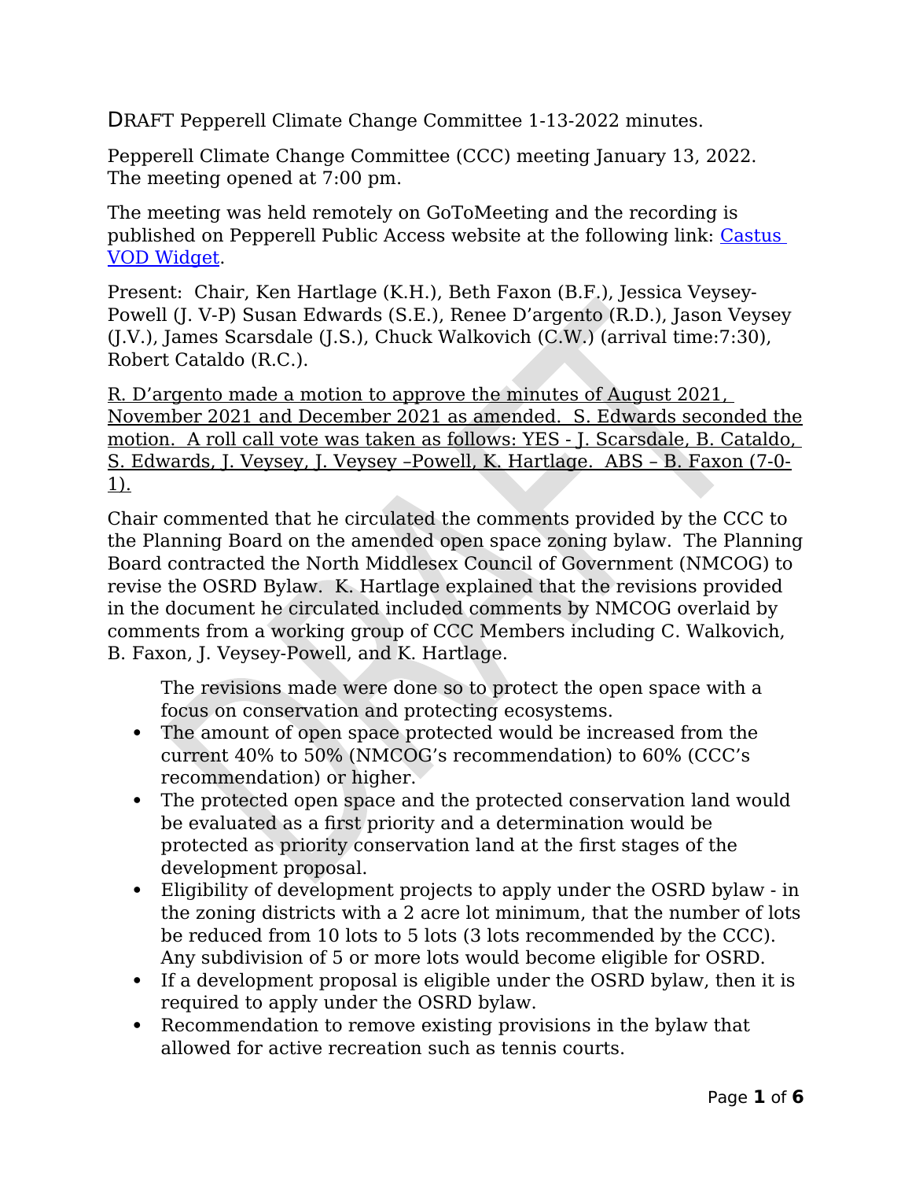DRAFT Pepperell Climate Change Committee 1-13-2022 minutes.

Pepperell Climate Change Committee (CCC) meeting January 13, 2022. The meeting opened at 7:00 pm.

The meeting was held remotely on GoToMeeting and the recording is published on Pepperell Public Access website at the following link: [Castus VOD Widget](Castus VOD Widget).

Present: Chair, Ken Hartlage (K.H.), Beth Faxon (B.F.), Jessica Veysey-Powell (J. V-P) Susan Edwards (S.E.), Renee D'argento (R.D.), Jason Veysey (J.V.), James Scarsdale (J.S.), Chuck Walkovich (C.W.) (arrival time:7:30), Robert Cataldo (R.C.).

R. D'argento made a motion to approve the minutes of August 2021, November 2021 and December 2021 as amended. S. Edwards seconded the motion. A roll call vote was taken as follows: YES - J. Scarsdale, B. Cataldo, S. Edwards, J. Veysey, J. Veysey –Powell, K. Hartlage. ABS – B. Faxon (7-0-1).

Chair commented that he circulated the comments provided by the CCC to the Planning Board on the amended open space zoning bylaw. The Planning Board contracted the North Middlesex Council of Government (NMCOG) to revise the OSRD Bylaw. K. Hartlage explained that the revisions provided in the document he circulated included comments by NMCOG overlaid by comments from a working group of CCC Members including C. Walkovich, B. Faxon, J. Veysey-Powell, and K. Hartlage.

The revisions made were done so to protect the open space with a focus on conservation and protecting ecosystems.

- The amount of open space protected would be increased from the current 40% to 50% (NMCOG's recommendation) to 60% (CCC's recommendation) or higher.
- The protected open space and the protected conservation land would be evaluated as a first priority and a determination would be protected as priority conservation land at the first stages of the development proposal.
- Eligibility of development projects to apply under the OSRD bylaw - in the zoning districts with a 2 acre lot minimum, that the number of lots be reduced from 10 lots to 5 lots (3 lots recommended by the CCC). Any subdivision of 5 or more lots would become eligible for OSRD.
- If a development proposal is eligible under the OSRD bylaw, then it is required to apply under the OSRD bylaw.
- Recommendation to remove existing provisions in the bylaw that allowed for active recreation such as tennis courts.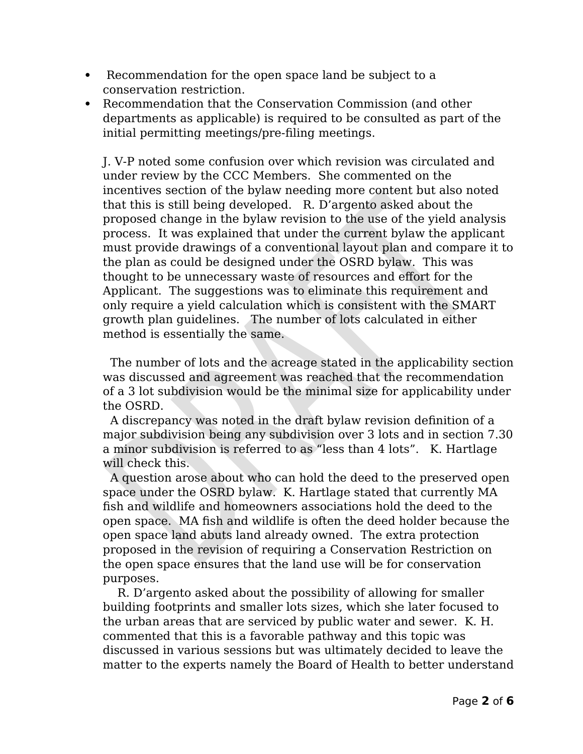- Recommendation for the open space land be subject to a conservation restriction.
- Recommendation that the Conservation Commission (and other departments as applicable) is required to be consulted as part of the initial permitting meetings/pre-filing meetings.

J. V-P noted some confusion over which revision was circulated and under review by the CCC Members. She commented on the incentives section of the bylaw needing more content but also noted that this is still being developed. R. D'argento asked about the proposed change in the bylaw revision to the use of the yield analysis process. It was explained that under the current bylaw the applicant must provide drawings of a conventional layout plan and compare it to the plan as could be designed under the OSRD bylaw. This was thought to be unnecessary waste of resources and effort for the Applicant. The suggestions was to eliminate this requirement and only require a yield calculation which is consistent with the SMART growth plan guidelines. The number of lots calculated in either method is essentially the same.

The number of lots and the acreage stated in the applicability section was discussed and agreement was reached that the recommendation of a 3 lot subdivision would be the minimal size for applicability under the OSRD.

A discrepancy was noted in the draft bylaw revision definition of a major subdivision being any subdivision over 3 lots and in section 7.30 a minor subdivision is referred to as "less than 4 lots". K. Hartlage will check this.

A question arose about who can hold the deed to the preserved open space under the OSRD bylaw. K. Hartlage stated that currently MA fish and wildlife and homeowners associations hold the deed to the open space. MA fish and wildlife is often the deed holder because the open space land abuts land already owned. The extra protection proposed in the revision of requiring a Conservation Restriction on the open space ensures that the land use will be for conservation purposes.

R. D'argento asked about the possibility of allowing for smaller building footprints and smaller lots sizes, which she later focused to the urban areas that are serviced by public water and sewer. K. H. commented that this is a favorable pathway and this topic was discussed in various sessions but was ultimately decided to leave the matter to the experts namely the Board of Health to better understand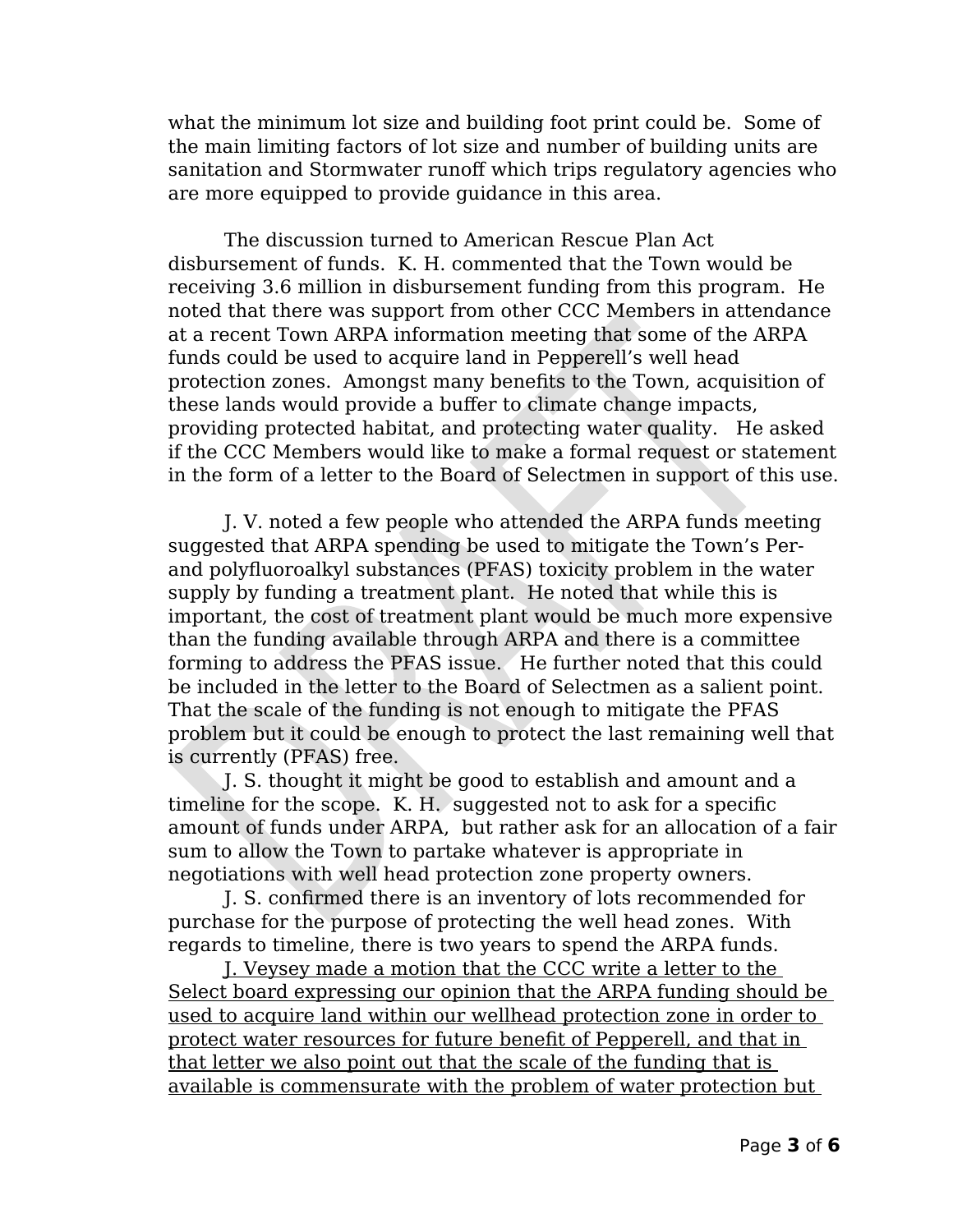what the minimum lot size and building foot print could be. Some of the main limiting factors of lot size and number of building units are sanitation and Stormwater runoff which trips regulatory agencies who are more equipped to provide guidance in this area.

The discussion turned to American Rescue Plan Act disbursement of funds. K. H. commented that the Town would be receiving 3.6 million in disbursement funding from this program. He noted that there was support from other CCC Members in attendance at a recent Town ARPA information meeting that some of the ARPA funds could be used to acquire land in Pepperell's well head protection zones. Amongst many benefits to the Town, acquisition of these lands would provide a buffer to climate change impacts, providing protected habitat, and protecting water quality. He asked if the CCC Members would like to make a formal request or statement in the form of a letter to the Board of Selectmen in support of this use.

J. V. noted a few people who attended the ARPA funds meeting suggested that ARPA spending be used to mitigate the Town's Per- and polyfluoroalkyl substances (PFAS) toxicity problem in the water supply by funding a treatment plant. He noted that while this is important, the cost of treatment plant would be much more expensive than the funding available through ARPA and there is a committee forming to address the PFAS issue. He further noted that this could be included in the letter to the Board of Selectmen as a salient point. That the scale of the funding is not enough to mitigate the PFAS problem but it could be enough to protect the last remaining well that is currently (PFAS) free.

J. S. thought it might be good to establish and amount and a timeline for the scope. K. H. suggested not to ask for a specific amount of funds under ARPA, but rather ask for an allocation of a fair sum to allow the Town to partake whatever is appropriate in negotiations with well head protection zone property owners.

J. S. confirmed there is an inventory of lots recommended for purchase for the purpose of protecting the well head zones. With regards to timeline, there is two years to spend the ARPA funds.

<u>J. Veysey made a motion that the CCC write a letter to the Select board expressing our opinion that the ARPA funding should be used to acquire land within our wellhead protection zone in order to protect water resources for future benefit of Pepperell, and that in that letter we also point out that the scale of the funding that is available is commensurate with the problem of water protection but</u>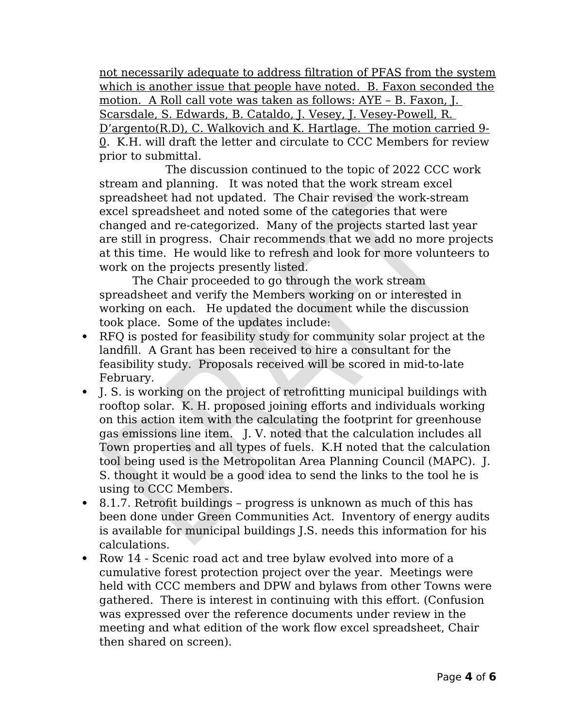not necessarily adequate to address filtration of PFAS from the system which is another issue that people have noted.  B. Faxon seconded the motion.  A Roll call vote was taken as follows: AYE – B. Faxon, J. Scarsdale, S. Edwards, B. Cataldo, J. Vesey, J. Vesey-Powell, R. D'argento(R.D), C. Walkovich and K. Hartlage.  The motion carried 9-0.  K.H. will draft the letter and circulate to CCC Members for review prior to submittal.

The discussion continued to the topic of 2022 CCC work stream and planning.   It was noted that the work stream excel spreadsheet had not updated.  The Chair revised the work-stream excel spreadsheet and noted some of the categories that were changed and re-categorized.  Many of the projects started last year are still in progress.  Chair recommends that we add no more projects at this time.  He would like to refresh and look for more volunteers to work on the projects presently listed.

The Chair proceeded to go through the work stream spreadsheet and verify the Members working on or interested in working on each.   He updated the document while the discussion took place.  Some of the updates include:

- RFQ is posted for feasibility study for community solar project at the landfill.  A Grant has been received to hire a consultant for the feasibility study.  Proposals received will be scored in mid-to-late February.
- J. S. is working on the project of retrofitting municipal buildings with rooftop solar.  K. H. proposed joining efforts and individuals working on this action item with the calculating the footprint for greenhouse gas emissions line item.   J. V. noted that the calculation includes all Town properties and all types of fuels.  K.H noted that the calculation tool being used is the Metropolitan Area Planning Council (MAPC).  J. S. thought it would be a good idea to send the links to the tool he is using to CCC Members.
- 8.1.7. Retrofit buildings – progress is unknown as much of this has been done under Green Communities Act.  Inventory of energy audits is available for municipal buildings J.S. needs this information for his calculations.
- Row 14 - Scenic road act and tree bylaw evolved into more of a cumulative forest protection project over the year.  Meetings were held with CCC members and DPW and bylaws from other Towns were gathered.  There is interest in continuing with this effort. (Confusion was expressed over the reference documents under review in the meeting and what edition of the work flow excel spreadsheet, Chair then shared on screen).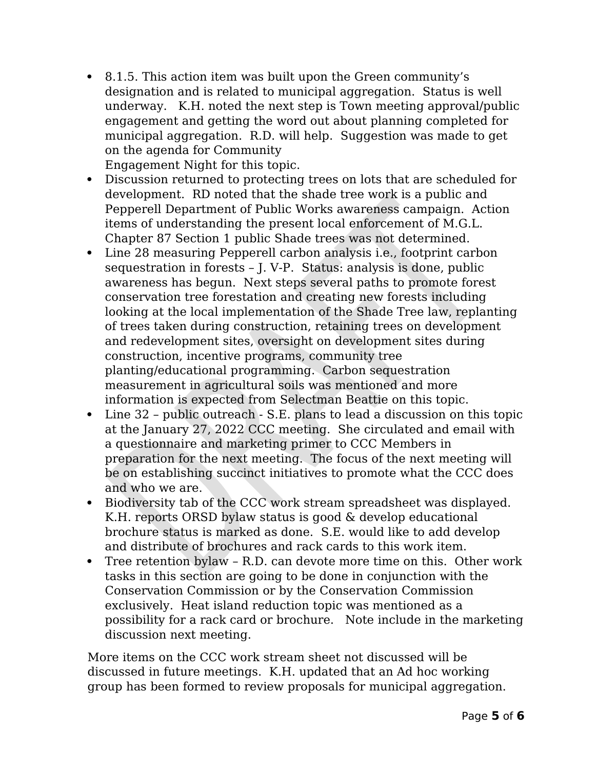- 8.1.5. This action item was built upon the Green community's designation and is related to municipal aggregation. Status is well underway. K.H. noted the next step is Town meeting approval/public engagement and getting the word out about planning completed for municipal aggregation. R.D. will help. Suggestion was made to get on the agenda for Community Engagement Night for this topic.
- Discussion returned to protecting trees on lots that are scheduled for development. RD noted that the shade tree work is a public and Pepperell Department of Public Works awareness campaign. Action items of understanding the present local enforcement of M.G.L. Chapter 87 Section 1 public Shade trees was not determined.
- Line 28 measuring Pepperell carbon analysis i.e., footprint carbon sequestration in forests – J. V-P. Status: analysis is done, public awareness has begun. Next steps several paths to promote forest conservation tree forestation and creating new forests including looking at the local implementation of the Shade Tree law, replanting of trees taken during construction, retaining trees on development and redevelopment sites, oversight on development sites during construction, incentive programs, community tree planting/educational programming. Carbon sequestration measurement in agricultural soils was mentioned and more information is expected from Selectman Beattie on this topic.
- Line 32 – public outreach - S.E. plans to lead a discussion on this topic at the January 27, 2022 CCC meeting. She circulated and email with a questionnaire and marketing primer to CCC Members in preparation for the next meeting. The focus of the next meeting will be on establishing succinct initiatives to promote what the CCC does and who we are.
- Biodiversity tab of the CCC work stream spreadsheet was displayed. K.H. reports ORSD bylaw status is good & develop educational brochure status is marked as done. S.E. would like to add develop and distribute of brochures and rack cards to this work item.
- Tree retention bylaw – R.D. can devote more time on this. Other work tasks in this section are going to be done in conjunction with the Conservation Commission or by the Conservation Commission exclusively. Heat island reduction topic was mentioned as a possibility for a rack card or brochure. Note include in the marketing discussion next meeting.

More items on the CCC work stream sheet not discussed will be discussed in future meetings. K.H. updated that an Ad hoc working group has been formed to review proposals for municipal aggregation.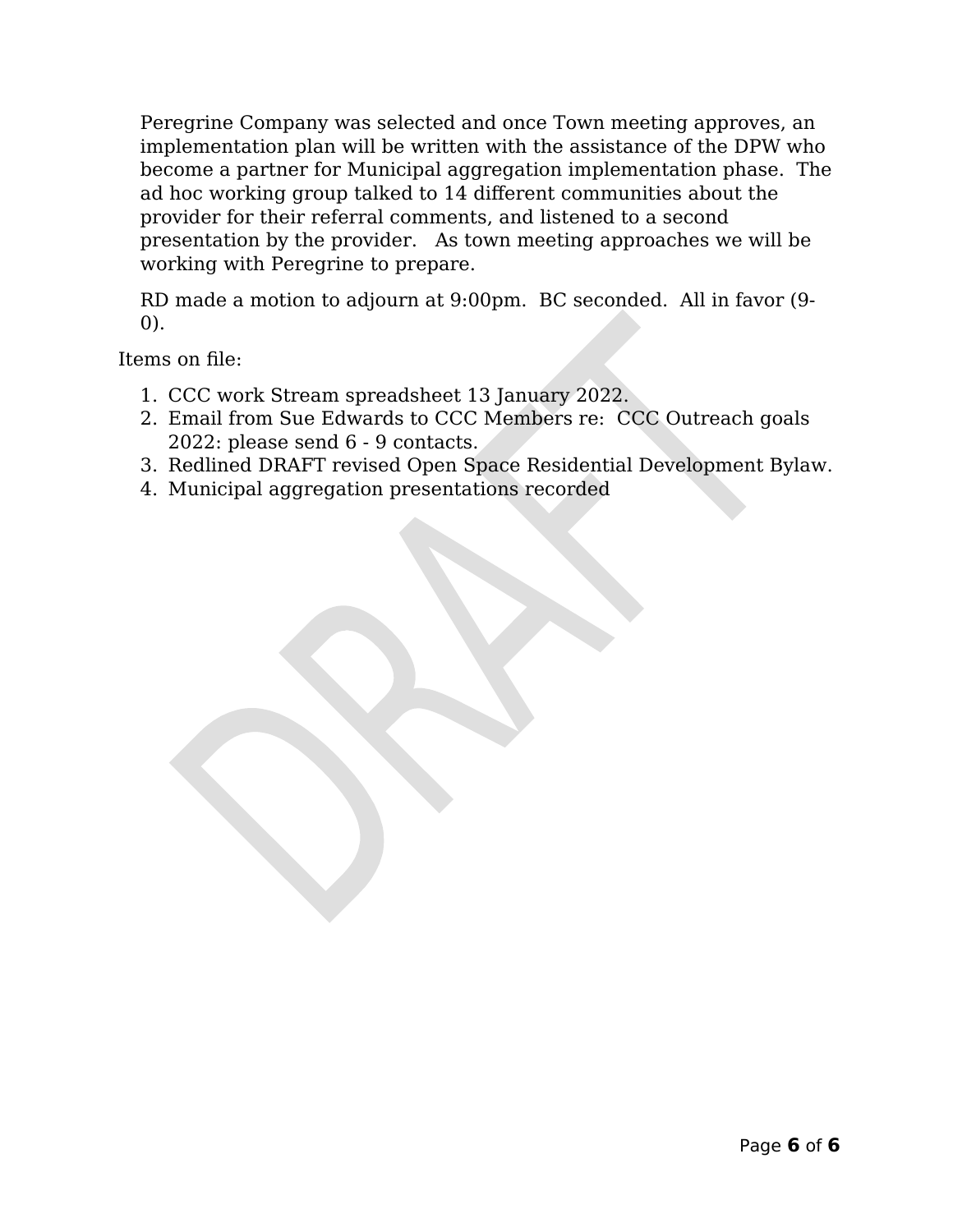Peregrine Company was selected and once Town meeting approves, an implementation plan will be written with the assistance of the DPW who become a partner for Municipal aggregation implementation phase. The ad hoc working group talked to 14 different communities about the provider for their referral comments, and listened to a second presentation by the provider. As town meeting approaches we will be working with Peregrine to prepare.

RD made a motion to adjourn at 9:00pm. BC seconded. All in favor (9-0).

Items on file:

1. CCC work Stream spreadsheet 13 January 2022.
2. Email from Sue Edwards to CCC Members re: CCC Outreach goals 2022: please send 6 - 9 contacts.
3. Redlined DRAFT revised Open Space Residential Development Bylaw.
4. Municipal aggregation presentations recorded